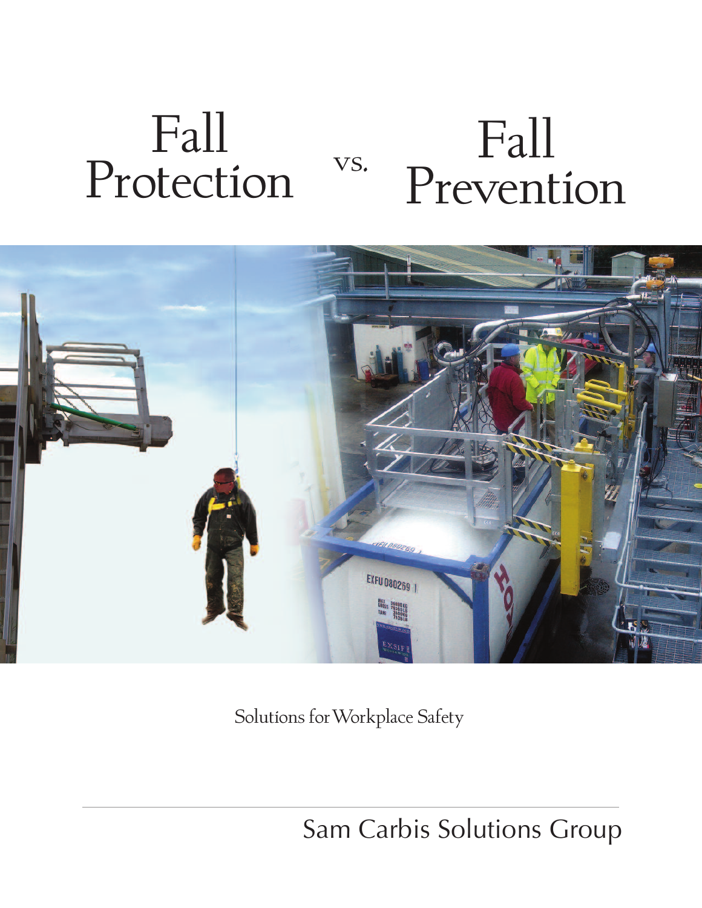# Fall Protection vs. Fall Prevention

Solutions for Workplace Safety

Sam Carbis Solutions Group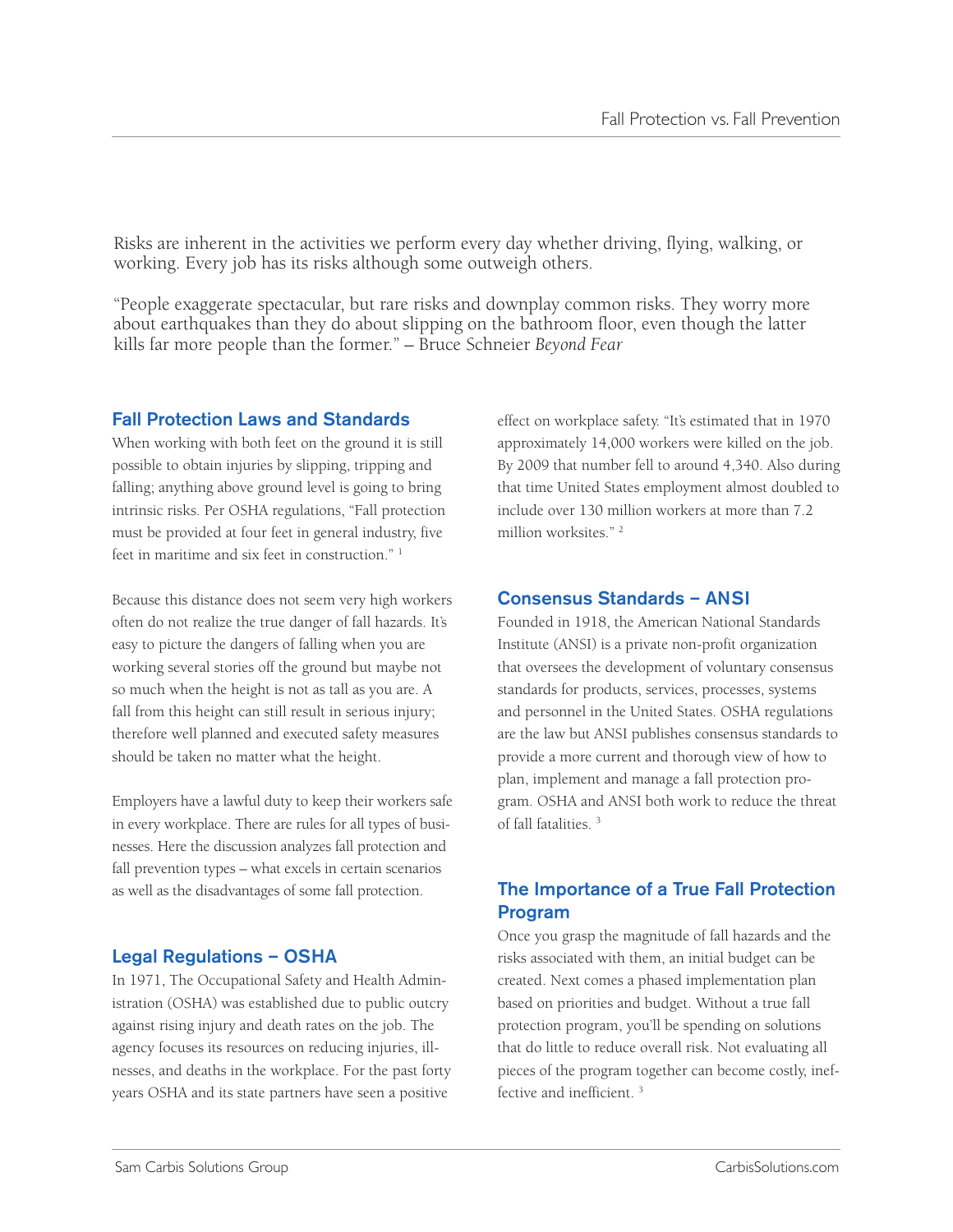Risks are inherent in the activities we perform every day whether driving, flying, walking, or working. Every job has its risks although some outweigh others.

"People exaggerate spectacular, but rare risks and downplay common risks. They worry more about earthquakes than they do about slipping on the bathroom floor, even though the latter kills far more people than the former." – Bruce Schneier *Beyond Fear*

## Fall Protection Laws and Standards

When working with both feet on the ground it is still possible to obtain injuries by slipping, tripping and falling; anything above ground level is going to bring intrinsic risks. Per OSHA regulations, "Fall protection must be provided at four feet in general industry, five feet in maritime and six feet in construction." [1]

Because this distance does not seem very high workers often do not realize the true danger of fall hazards. It's easy to picture the dangers of falling when you are working several stories off the ground but maybe not so much when the height is not as tall as you are. A fall from this height can still result in serious injury; therefore well planned and executed safety measures should be taken no matter what the height.

Employers have a lawful duty to keep their workers safe in every workplace. There are rules for all types of businesses. Here the discussion analyzes fall protection and fall prevention types – what excels in certain scenarios as well as the disadvantages of some fall protection.

## Legal Regulations – OSHA

In 1971, The Occupational Safety and Health Administration (OSHA) was established due to public outcry against rising injury and death rates on the job. The agency focuses its resources on reducing injuries, illnesses, and deaths in the workplace. For the past forty years OSHA and its state partners have seen a positive effect on workplace safety. "It's estimated that in 1970 approximately 14,000 workers were killed on the job. By 2009 that number fell to around 4,340. Also during that time United States employment almost doubled to include over 130 million workers at more than 7.2 million worksites." [2]

## Consensus Standards – ANSI

Founded in 1918, the American National Standards Institute (ANSI) is a private non-profit organization that oversees the development of voluntary consensus standards for products, services, processes, systems and personnel in the United States. OSHA regulations are the law but ANSI publishes consensus standards to provide a more current and thorough view of how to plan, implement and manage a fall protection program. OSHA and ANSI both work to reduce the threat of fall fatalities. [3]

## The Importance of a True Fall Protection Program

Once you grasp the magnitude of fall hazards and the risks associated with them, an initial budget can be created. Next comes a phased implementation plan based on priorities and budget. Without a true fall protection program, you'll be spending on solutions that do little to reduce overall risk. Not evaluating all pieces of the program together can become costly, ineffective and inefficient. [3]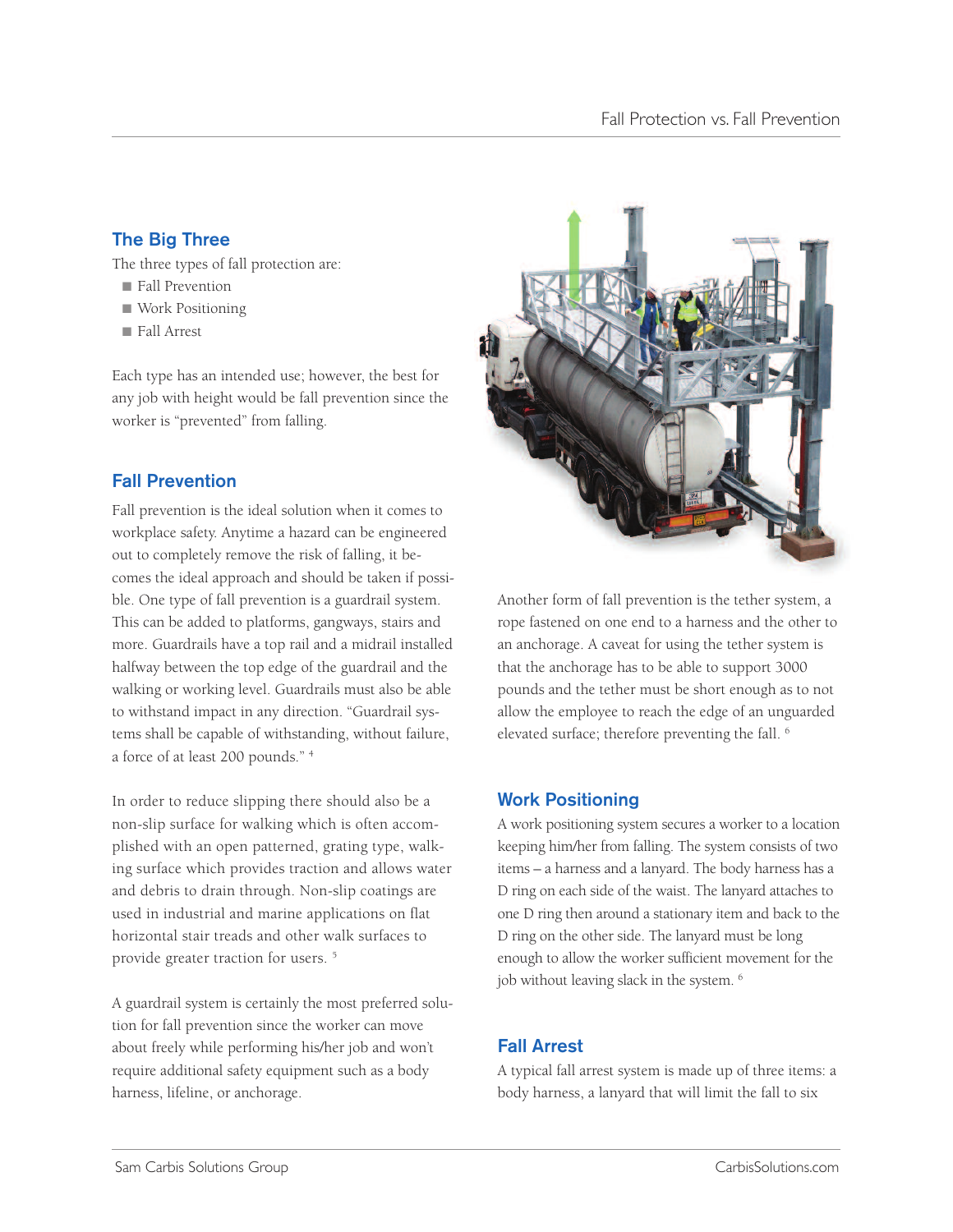## The Big Three

The three types of fall protection are:

- Fall Prevention
- Work Positioning
- Fall Arrest

Each type has an intended use; however, the best for any job with height would be fall prevention since the worker is "prevented" from falling.

## Fall Prevention

Fall prevention is the ideal solution when it comes to workplace safety. Anytime a hazard can be engineered out to completely remove the risk of falling, it becomes the ideal approach and should be taken if possible. One type of fall prevention is a guardrail system. This can be added to platforms, gangways, stairs and more. Guardrails have a top rail and a midrail installed halfway between the top edge of the guardrail and the walking or working level. Guardrails must also be able to withstand impact in any direction. "Guardrail systems shall be capable of withstanding, without failure, a force of at least 200 pounds." [4]

In order to reduce slipping there should also be a non-slip surface for walking which is often accomplished with an open patterned, grating type, walking surface which provides traction and allows water and debris to drain through. Non-slip coatings are used in industrial and marine applications on flat horizontal stair treads and other walk surfaces to provide greater traction for users. [5]

A guardrail system is certainly the most preferred solution for fall prevention since the worker can move about freely while performing his/her job and won't require additional safety equipment such as a body harness, lifeline, or anchorage.

Another form of fall prevention is the tether system, a rope fastened on one end to a harness and the other to an anchorage. A caveat for using the tether system is that the anchorage has to be able to support 3000 pounds and the tether must be short enough as to not allow the employee to reach the edge of an unguarded elevated surface; therefore preventing the fall. [6]

## Work Positioning

A work positioning system secures a worker to a location keeping him/her from falling. The system consists of two items – a harness and a lanyard. The body harness has a D ring on each side of the waist. The lanyard attaches to one D ring then around a stationary item and back to the D ring on the other side. The lanyard must be long enough to allow the worker sufficient movement for the job without leaving slack in the system. [6]

## Fall Arrest

A typical fall arrest system is made up of three items: a body harness, a lanyard that will limit the fall to six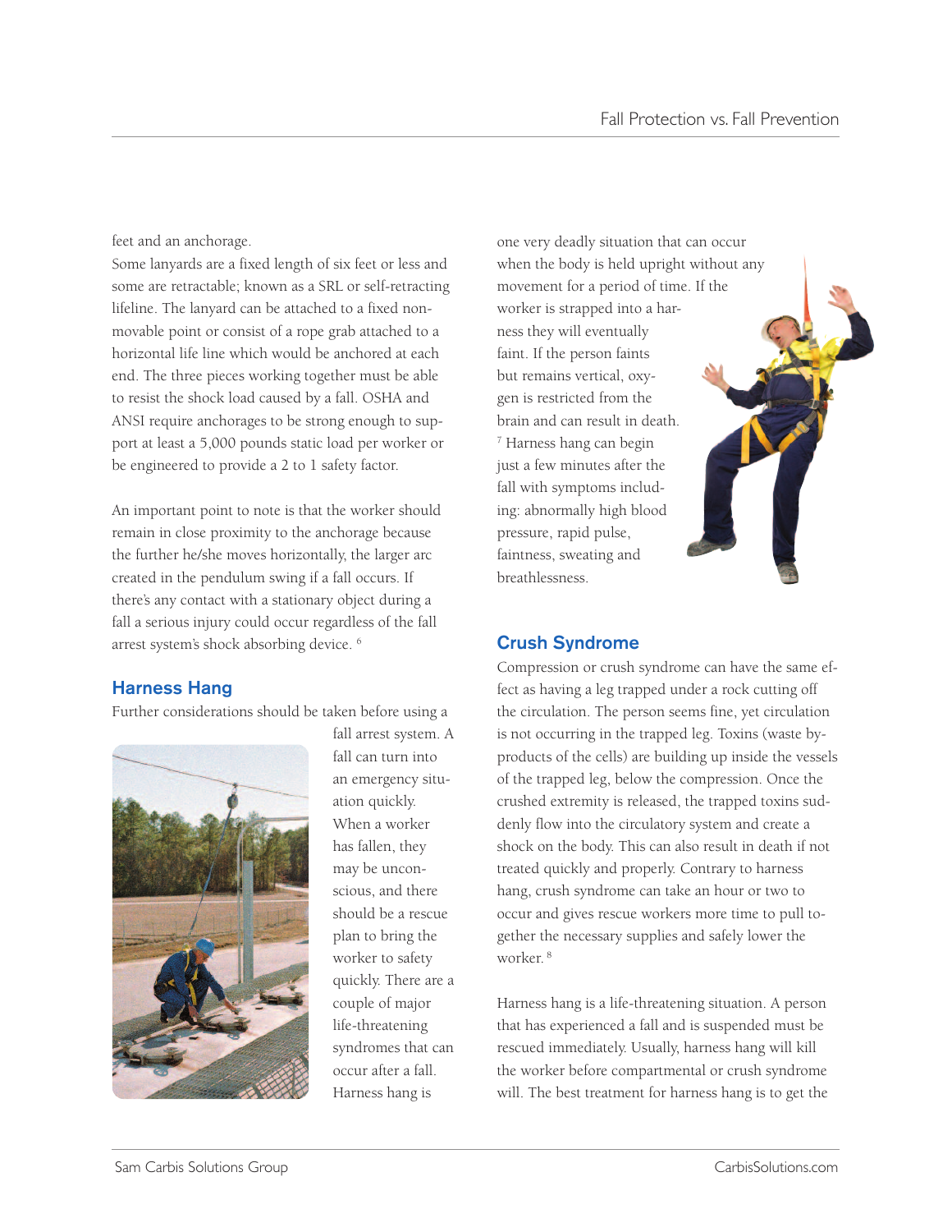feet and an anchorage.

Some lanyards are a fixed length of six feet or less and some are retractable; known as a SRL or self-retracting lifeline. The lanyard can be attached to a fixed non-movable point or consist of a rope grab attached to a horizontal life line which would be anchored at each end. The three pieces working together must be able to resist the shock load caused by a fall. OSHA and ANSI require anchorages to be strong enough to support at least a 5,000 pounds static load per worker or be engineered to provide a 2 to 1 safety factor.

An important point to note is that the worker should remain in close proximity to the anchorage because the further he/she moves horizontally, the larger arc created in the pendulum swing if a fall occurs. If there's any contact with a stationary object during a fall a serious injury could occur regardless of the fall arrest system's shock absorbing device. [6]

## Harness Hang

Further considerations should be taken before using a fall arrest system. A fall can turn into an emergency situation quickly. When a worker has fallen, they may be unconscious, and there should be a rescue plan to bring the worker to safety quickly. There are a couple of major life-threatening syndromes that can occur after a fall. Harness hang is one very deadly situation that can occur when the body is held upright without any movement for a period of time. If the worker is strapped into a harness they will eventually faint. If the person faints but remains vertical, oxygen is restricted from the brain and can result in death. [7] Harness hang can begin just a few minutes after the fall with symptoms including: abnormally high blood pressure, rapid pulse, faintness, sweating and breathlessness.

## Crush Syndrome

Compression or crush syndrome can have the same effect as having a leg trapped under a rock cutting off the circulation. The person seems fine, yet circulation is not occurring in the trapped leg. Toxins (waste by-products of the cells) are building up inside the vessels of the trapped leg, below the compression. Once the crushed extremity is released, the trapped toxins suddenly flow into the circulatory system and create a shock on the body. This can also result in death if not treated quickly and properly. Contrary to harness hang, crush syndrome can take an hour or two to occur and gives rescue workers more time to pull together the necessary supplies and safely lower the worker. [8]

Harness hang is a life-threatening situation. A person that has experienced a fall and is suspended must be rescued immediately. Usually, harness hang will kill the worker before compartmental or crush syndrome will. The best treatment for harness hang is to get the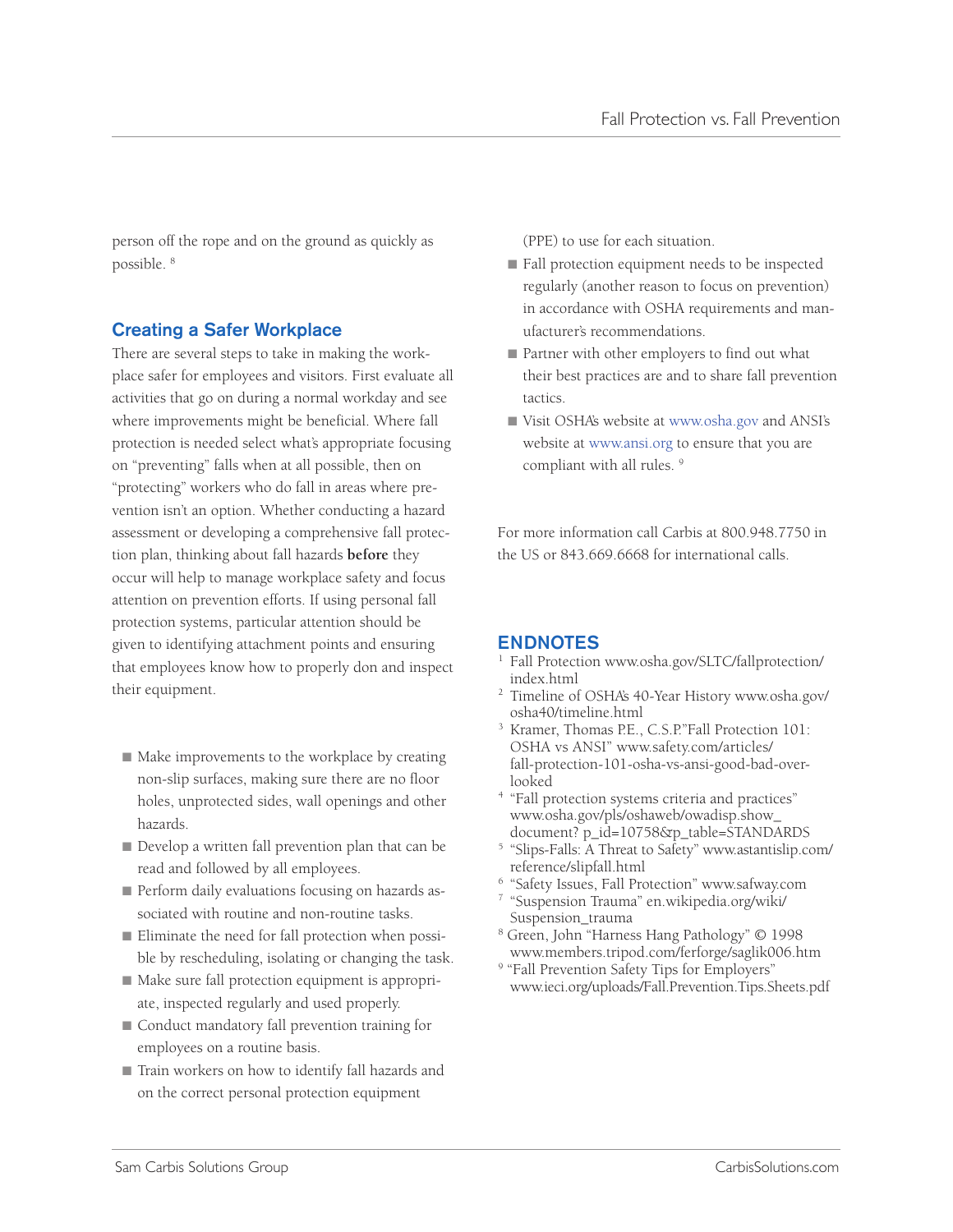person off the rope and on the ground as quickly as possible. [8]

## Creating a Safer Workplace

There are several steps to take in making the workplace safer for employees and visitors. First evaluate all activities that go on during a normal workday and see where improvements might be beneficial. Where fall protection is needed select what's appropriate focusing on "preventing" falls when at all possible, then on "protecting" workers who do fall in areas where prevention isn't an option. Whether conducting a hazard assessment or developing a comprehensive fall protection plan, thinking about fall hazards **before** they occur will help to manage workplace safety and focus attention on prevention efforts. If using personal fall protection systems, particular attention should be given to identifying attachment points and ensuring that employees know how to properly don and inspect their equipment.

- Make improvements to the workplace by creating non-slip surfaces, making sure there are no floor holes, unprotected sides, wall openings and other hazards.
- Develop a written fall prevention plan that can be read and followed by all employees.
- Perform daily evaluations focusing on hazards associated with routine and non-routine tasks.
- Eliminate the need for fall protection when possible by rescheduling, isolating or changing the task.
- Make sure fall protection equipment is appropriate, inspected regularly and used properly.
- Conduct mandatory fall prevention training for employees on a routine basis.
- Train workers on how to identify fall hazards and on the correct personal protection equipment (PPE) to use for each situation.
- Fall protection equipment needs to be inspected regularly (another reason to focus on prevention) in accordance with OSHA requirements and manufacturer's recommendations.
- Partner with other employers to find out what their best practices are and to share fall prevention tactics.
- Visit OSHA's website at www.osha.gov and ANSI's website at www.ansi.org to ensure that you are compliant with all rules. [9]

For more information call Carbis at 800.948.7750 in the US or 843.669.6668 for international calls.

## ENDNOTES

1. Fall Protection www.osha.gov/SLTC/fallprotection/index.html
2. Timeline of OSHA's 40-Year History www.osha.gov/osha40/timeline.html
3. Kramer, Thomas P.E., C.S.P."Fall Protection 101: OSHA vs ANSI" www.safety.com/articles/fall-protection-101-osha-vs-ansi-good-bad-overlooked
4. "Fall protection systems criteria and practices" www.osha.gov/pls/oshaweb/owadisp.show_document? p_id=10758&p_table=STANDARDS
5. "Slips-Falls: A Threat to Safety" www.astantislip.com/reference/slipfall.html
6. "Safety Issues, Fall Protection" www.safway.com
7. "Suspension Trauma" en.wikipedia.org/wiki/Suspension_trauma
8. Green, John "Harness Hang Pathology" © 1998 www.members.tripod.com/ferforge/saglik006.htm
9. "Fall Prevention Safety Tips for Employers" www.ieci.org/uploads/Fall.Prevention.Tips.Sheets.pdf